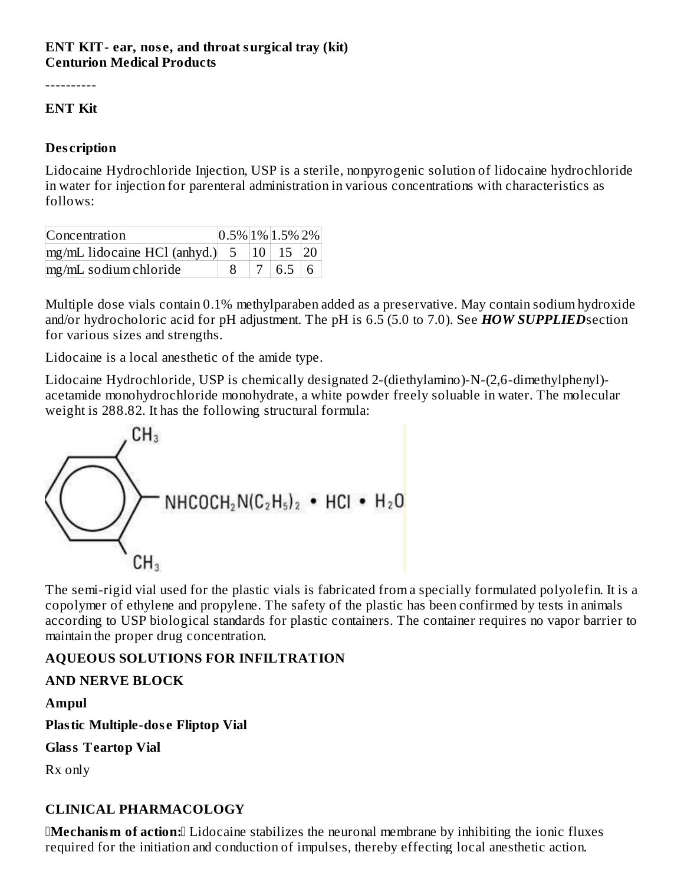**ENT KIT- ear, nose, and throat surgical tray (kit)**
**Centurion Medical Products**

----------

**ENT Kit**

## Description

Lidocaine Hydrochloride Injection, USP is a sterile, nonpyrogenic solution of lidocaine hydrochloride in water for injection for parenteral administration in various concentrations with characteristics as follows:

| Concentration | 0.5% | 1% | 1.5% | 2% |
|---|---|---|---|---|
| mg/mL lidocaine HCl (anhyd.) | 5 | 10 | 15 | 20 |
| mg/mL sodium chloride | 8 | 7 | 6.5 | 6 |

Multiple dose vials contain 0.1% methylparaben added as a preservative. May contain sodium hydroxide and/or hydrocholoric acid for pH adjustment. The pH is 6.5 (5.0 to 7.0). See ***HOW SUPPLIED***section for various sizes and strengths.

Lidocaine is a local anesthetic of the amide type.

Lidocaine Hydrochloride, USP is chemically designated 2-(diethylamino)-N-(2,6-dimethylphenyl)-acetamide monohydrochloride monohydrate, a white powder freely soluable in water. The molecular weight is 288.82. It has the following structural formula:

$NHCOCH_2N(C_2H_5)_2 \cdot HCl \cdot H_2O$ (2,6-dimethylphenyl ring with two $CH_3$ groups)

The semi-rigid vial used for the plastic vials is fabricated from a specially formulated polyolefin. It is a copolymer of ethylene and propylene. The safety of the plastic has been confirmed by tests in animals according to USP biological standards for plastic containers. The container requires no vapor barrier to maintain the proper drug concentration.

**AQUEOUS SOLUTIONS FOR INFILTRATION**

**AND NERVE BLOCK**

**Ampul**

**Plastic Multiple-dose Fliptop Vial**

**Glass Teartop Vial**

Rx only

## CLINICAL PHARMACOLOGY

**Mechanism of action:** Lidocaine stabilizes the neuronal membrane by inhibiting the ionic fluxes required for the initiation and conduction of impulses, thereby effecting local anesthetic action.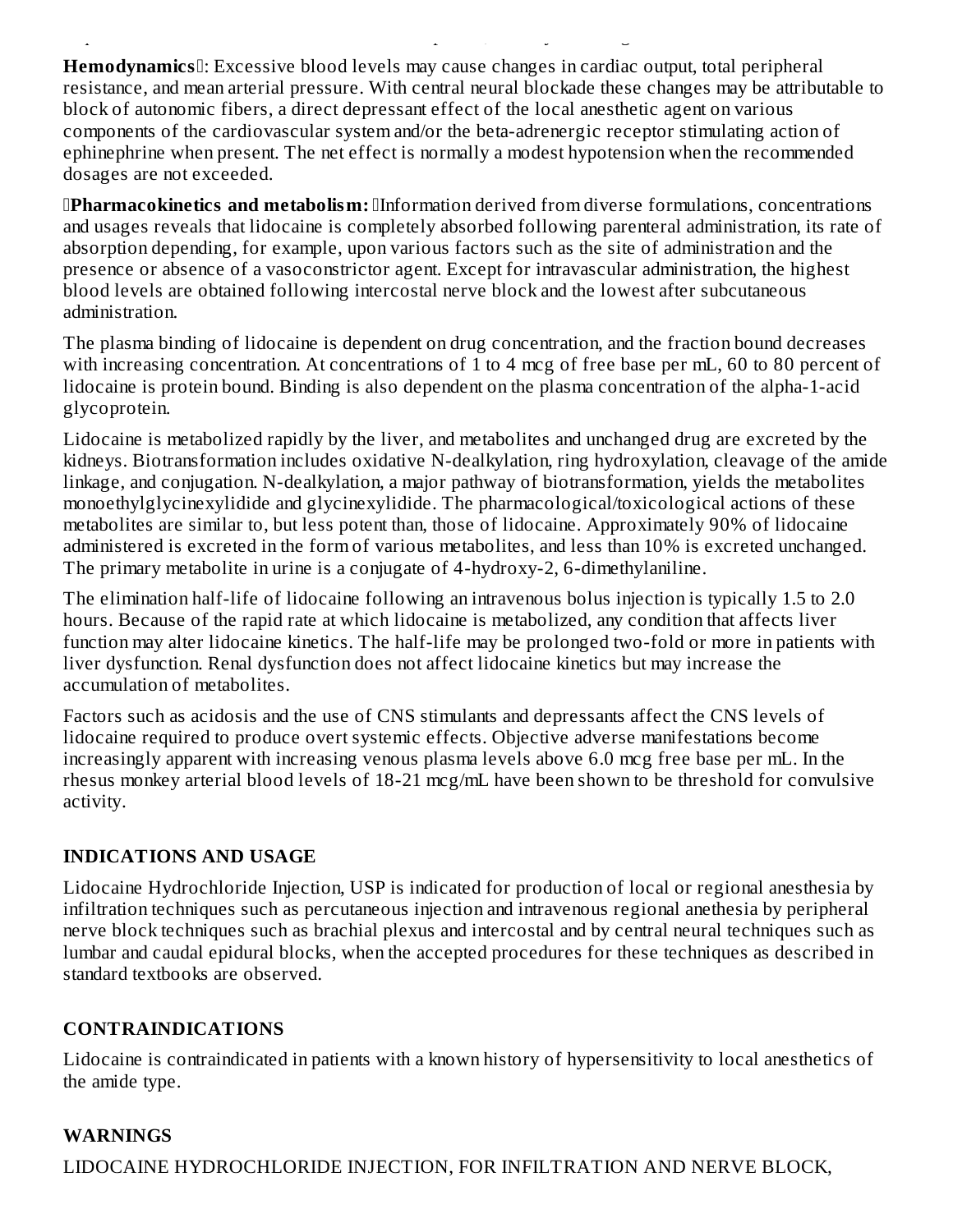**Hemodynamics**: Excessive blood levels may cause changes in cardiac output, total peripheral resistance, and mean arterial pressure. With central neural blockade these changes may be attributable to block of autonomic fibers, a direct depressant effect of the local anesthetic agent on various components of the cardiovascular system and/or the beta-adrenergic receptor stimulating action of ephinephrine when present. The net effect is normally a modest hypotension when the recommended dosages are not exceeded.

**Pharmacokinetics and metabolism:** Information derived from diverse formulations, concentrations and usages reveals that lidocaine is completely absorbed following parenteral administration, its rate of absorption depending, for example, upon various factors such as the site of administration and the presence or absence of a vasoconstrictor agent. Except for intravascular administration, the highest blood levels are obtained following intercostal nerve block and the lowest after subcutaneous administration.

The plasma binding of lidocaine is dependent on drug concentration, and the fraction bound decreases with increasing concentration. At concentrations of 1 to 4 mcg of free base per mL, 60 to 80 percent of lidocaine is protein bound. Binding is also dependent on the plasma concentration of the alpha-1-acid glycoprotein.

Lidocaine is metabolized rapidly by the liver, and metabolites and unchanged drug are excreted by the kidneys. Biotransformation includes oxidative N-dealkylation, ring hydroxylation, cleavage of the amide linkage, and conjugation. N-dealkylation, a major pathway of biotransformation, yields the metabolites monoethylglycinexylidide and glycinexylidide. The pharmacological/toxicological actions of these metabolites are similar to, but less potent than, those of lidocaine. Approximately 90% of lidocaine administered is excreted in the form of various metabolites, and less than 10% is excreted unchanged. The primary metabolite in urine is a conjugate of 4-hydroxy-2, 6-dimethylaniline.

The elimination half-life of lidocaine following an intravenous bolus injection is typically 1.5 to 2.0 hours. Because of the rapid rate at which lidocaine is metabolized, any condition that affects liver function may alter lidocaine kinetics. The half-life may be prolonged two-fold or more in patients with liver dysfunction. Renal dysfunction does not affect lidocaine kinetics but may increase the accumulation of metabolites.

Factors such as acidosis and the use of CNS stimulants and depressants affect the CNS levels of lidocaine required to produce overt systemic effects. Objective adverse manifestations become increasingly apparent with increasing venous plasma levels above 6.0 mcg free base per mL. In the rhesus monkey arterial blood levels of 18-21 mcg/mL have been shown to be threshold for convulsive activity.

## INDICATIONS AND USAGE

Lidocaine Hydrochloride Injection, USP is indicated for production of local or regional anesthesia by infiltration techniques such as percutaneous injection and intravenous regional anethesia by peripheral nerve block techniques such as brachial plexus and intercostal and by central neural techniques such as lumbar and caudal epidural blocks, when the accepted procedures for these techniques as described in standard textbooks are observed.

## CONTRAINDICATIONS

Lidocaine is contraindicated in patients with a known history of hypersensitivity to local anesthetics of the amide type.

## WARNINGS

LIDOCAINE HYDROCHLORIDE INJECTION, FOR INFILTRATION AND NERVE BLOCK,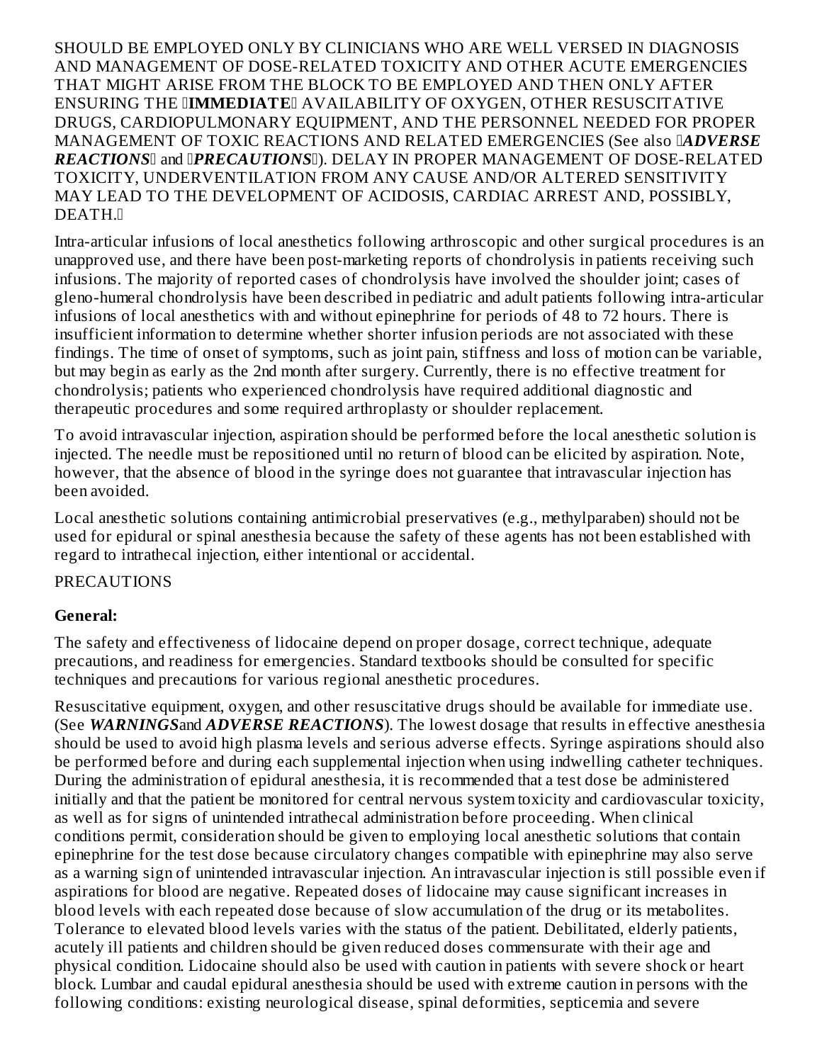SHOULD BE EMPLOYED ONLY BY CLINICIANS WHO ARE WELL VERSED IN DIAGNOSIS AND MANAGEMENT OF DOSE-RELATED TOXICITY AND OTHER ACUTE EMERGENCIES THAT MIGHT ARISE FROM THE BLOCK TO BE EMPLOYED AND THEN ONLY AFTER ENSURING THE **IMMEDIATE** AVAILABILITY OF OXYGEN, OTHER RESUSCITATIVE DRUGS, CARDIOPULMONARY EQUIPMENT, AND THE PERSONNEL NEEDED FOR PROPER MANAGEMENT OF TOXIC REACTIONS AND RELATED EMERGENCIES (See also ***ADVERSE REACTIONS*** and ***PRECAUTIONS***). DELAY IN PROPER MANAGEMENT OF DOSE-RELATED TOXICITY, UNDERVENTILATION FROM ANY CAUSE AND/OR ALTERED SENSITIVITY MAY LEAD TO THE DEVELOPMENT OF ACIDOSIS, CARDIAC ARREST AND, POSSIBLY, DEATH.

Intra-articular infusions of local anesthetics following arthroscopic and other surgical procedures is an unapproved use, and there have been post-marketing reports of chondrolysis in patients receiving such infusions. The majority of reported cases of chondrolysis have involved the shoulder joint; cases of gleno-humeral chondrolysis have been described in pediatric and adult patients following intra-articular infusions of local anesthetics with and without epinephrine for periods of 48 to 72 hours. There is insufficient information to determine whether shorter infusion periods are not associated with these findings. The time of onset of symptoms, such as joint pain, stiffness and loss of motion can be variable, but may begin as early as the 2nd month after surgery. Currently, there is no effective treatment for chondrolysis; patients who experienced chondrolysis have required additional diagnostic and therapeutic procedures and some required arthroplasty or shoulder replacement.

To avoid intravascular injection, aspiration should be performed before the local anesthetic solution is injected. The needle must be repositioned until no return of blood can be elicited by aspiration. Note, however, that the absence of blood in the syringe does not guarantee that intravascular injection has been avoided.

Local anesthetic solutions containing antimicrobial preservatives (e.g., methylparaben) should not be used for epidural or spinal anesthesia because the safety of these agents has not been established with regard to intrathecal injection, either intentional or accidental.

## PRECAUTIONS

### General:

The safety and effectiveness of lidocaine depend on proper dosage, correct technique, adequate precautions, and readiness for emergencies. Standard textbooks should be consulted for specific techniques and precautions for various regional anesthetic procedures.

Resuscitative equipment, oxygen, and other resuscitative drugs should be available for immediate use. (See ***WARNINGS*** and ***ADVERSE REACTIONS***). The lowest dosage that results in effective anesthesia should be used to avoid high plasma levels and serious adverse effects. Syringe aspirations should also be performed before and during each supplemental injection when using indwelling catheter techniques. During the administration of epidural anesthesia, it is recommended that a test dose be administered initially and that the patient be monitored for central nervous system toxicity and cardiovascular toxicity, as well as for signs of unintended intrathecal administration before proceeding. When clinical conditions permit, consideration should be given to employing local anesthetic solutions that contain epinephrine for the test dose because circulatory changes compatible with epinephrine may also serve as a warning sign of unintended intravascular injection. An intravascular injection is still possible even if aspirations for blood are negative. Repeated doses of lidocaine may cause significant increases in blood levels with each repeated dose because of slow accumulation of the drug or its metabolites. Tolerance to elevated blood levels varies with the status of the patient. Debilitated, elderly patients, acutely ill patients and children should be given reduced doses commensurate with their age and physical condition. Lidocaine should also be used with caution in patients with severe shock or heart block. Lumbar and caudal epidural anesthesia should be used with extreme caution in persons with the following conditions: existing neurological disease, spinal deformities, septicemia and severe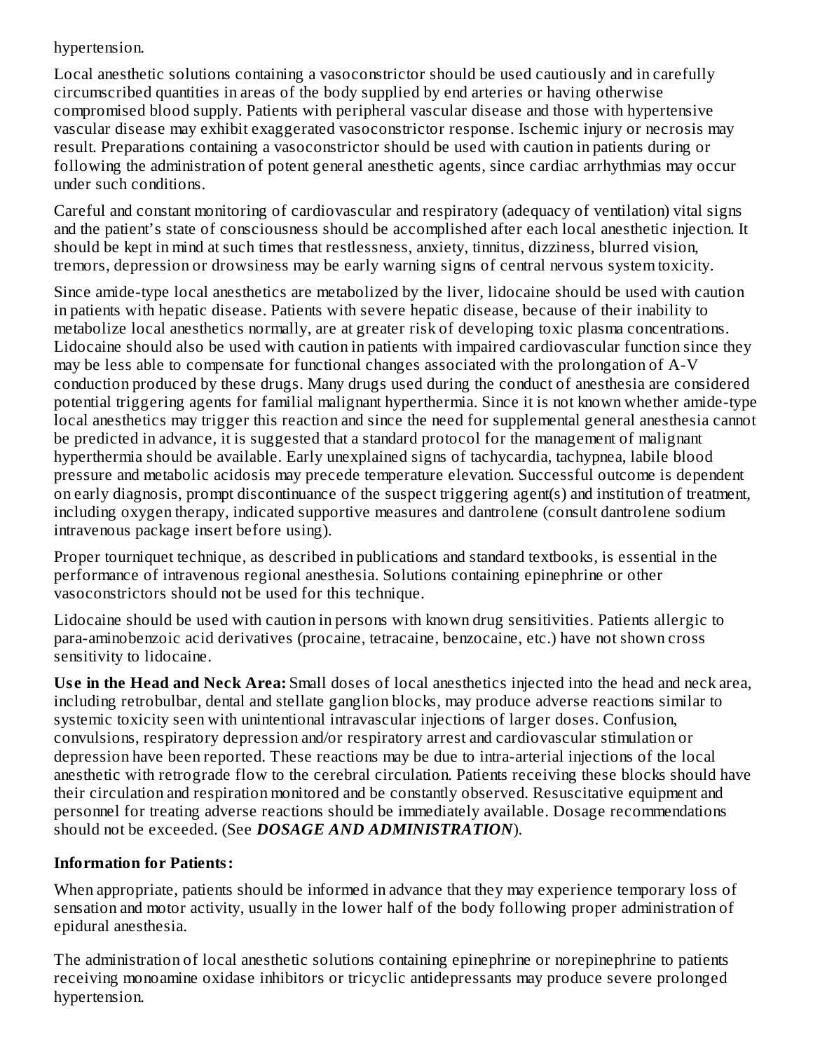hypertension.

Local anesthetic solutions containing a vasoconstrictor should be used cautiously and in carefully circumscribed quantities in areas of the body supplied by end arteries or having otherwise compromised blood supply. Patients with peripheral vascular disease and those with hypertensive vascular disease may exhibit exaggerated vasoconstrictor response. Ischemic injury or necrosis may result. Preparations containing a vasoconstrictor should be used with caution in patients during or following the administration of potent general anesthetic agents, since cardiac arrhythmias may occur under such conditions.

Careful and constant monitoring of cardiovascular and respiratory (adequacy of ventilation) vital signs and the patient's state of consciousness should be accomplished after each local anesthetic injection. It should be kept in mind at such times that restlessness, anxiety, tinnitus, dizziness, blurred vision, tremors, depression or drowsiness may be early warning signs of central nervous system toxicity.

Since amide-type local anesthetics are metabolized by the liver, lidocaine should be used with caution in patients with hepatic disease. Patients with severe hepatic disease, because of their inability to metabolize local anesthetics normally, are at greater risk of developing toxic plasma concentrations. Lidocaine should also be used with caution in patients with impaired cardiovascular function since they may be less able to compensate for functional changes associated with the prolongation of A-V conduction produced by these drugs. Many drugs used during the conduct of anesthesia are considered potential triggering agents for familial malignant hyperthermia. Since it is not known whether amide-type local anesthetics may trigger this reaction and since the need for supplemental general anesthesia cannot be predicted in advance, it is suggested that a standard protocol for the management of malignant hyperthermia should be available. Early unexplained signs of tachycardia, tachypnea, labile blood pressure and metabolic acidosis may precede temperature elevation. Successful outcome is dependent on early diagnosis, prompt discontinuance of the suspect triggering agent(s) and institution of treatment, including oxygen therapy, indicated supportive measures and dantrolene (consult dantrolene sodium intravenous package insert before using).

Proper tourniquet technique, as described in publications and standard textbooks, is essential in the performance of intravenous regional anesthesia. Solutions containing epinephrine or other vasoconstrictors should not be used for this technique.

Lidocaine should be used with caution in persons with known drug sensitivities. Patients allergic to para-aminobenzoic acid derivatives (procaine, tetracaine, benzocaine, etc.) have not shown cross sensitivity to lidocaine.

**Use in the Head and Neck Area:** Small doses of local anesthetics injected into the head and neck area, including retrobulbar, dental and stellate ganglion blocks, may produce adverse reactions similar to systemic toxicity seen with unintentional intravascular injections of larger doses. Confusion, convulsions, respiratory depression and/or respiratory arrest and cardiovascular stimulation or depression have been reported. These reactions may be due to intra-arterial injections of the local anesthetic with retrograde flow to the cerebral circulation. Patients receiving these blocks should have their circulation and respiration monitored and be constantly observed. Resuscitative equipment and personnel for treating adverse reactions should be immediately available. Dosage recommendations should not be exceeded. (See ***DOSAGE AND ADMINISTRATION***).

**Information for Patients:**

When appropriate, patients should be informed in advance that they may experience temporary loss of sensation and motor activity, usually in the lower half of the body following proper administration of epidural anesthesia.

The administration of local anesthetic solutions containing epinephrine or norepinephrine to patients receiving monoamine oxidase inhibitors or tricyclic antidepressants may produce severe prolonged hypertension.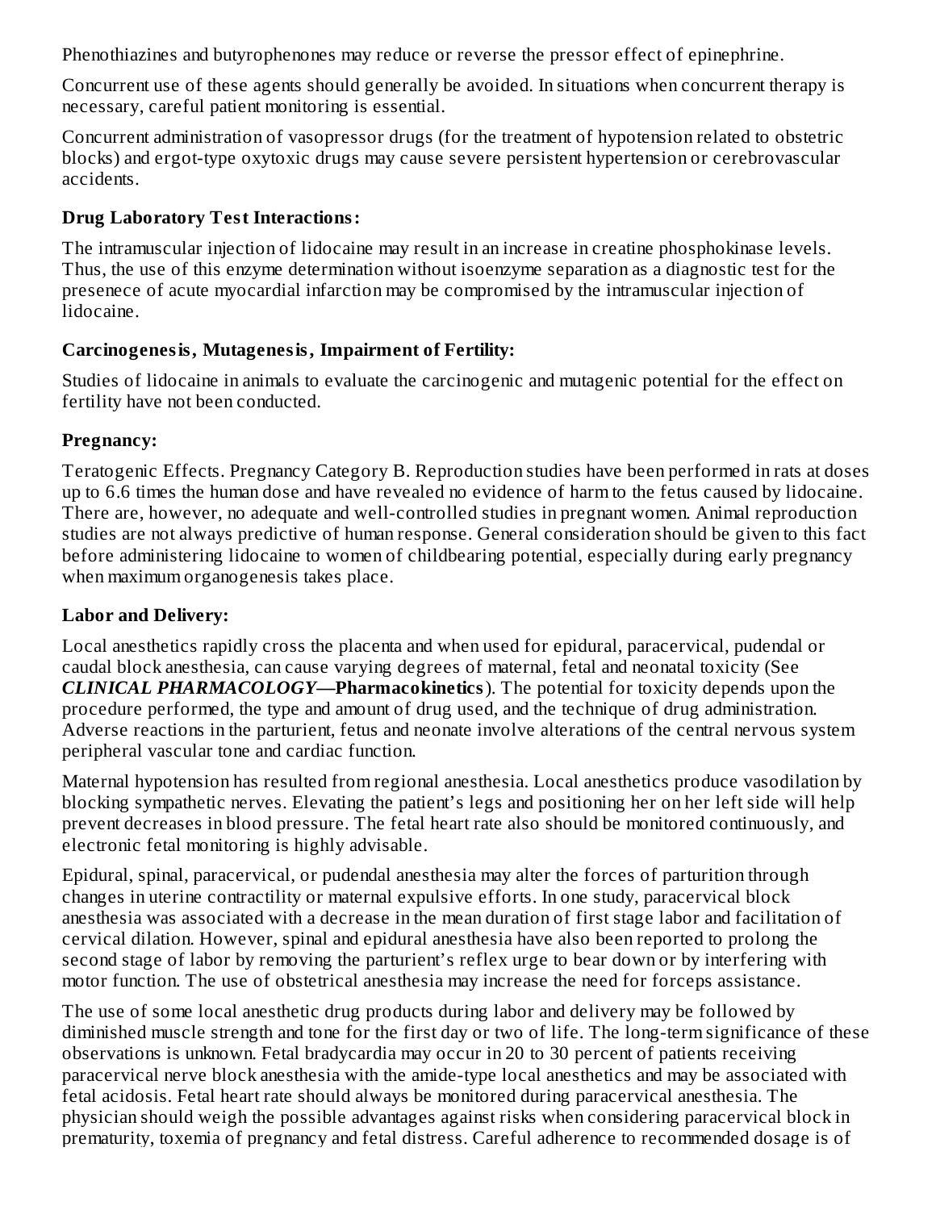Phenothiazines and butyrophenones may reduce or reverse the pressor effect of epinephrine.

Concurrent use of these agents should generally be avoided. In situations when concurrent therapy is necessary, careful patient monitoring is essential.

Concurrent administration of vasopressor drugs (for the treatment of hypotension related to obstetric blocks) and ergot-type oxytoxic drugs may cause severe persistent hypertension or cerebrovascular accidents.

**Drug Laboratory Test Interactions:**

The intramuscular injection of lidocaine may result in an increase in creatine phosphokinase levels. Thus, the use of this enzyme determination without isoenzyme separation as a diagnostic test for the presenece of acute myocardial infarction may be compromised by the intramuscular injection of lidocaine.

**Carcinogenesis, Mutagenesis, Impairment of Fertility:**

Studies of lidocaine in animals to evaluate the carcinogenic and mutagenic potential for the effect on fertility have not been conducted.

**Pregnancy:**

Teratogenic Effects. Pregnancy Category B. Reproduction studies have been performed in rats at doses up to 6.6 times the human dose and have revealed no evidence of harm to the fetus caused by lidocaine. There are, however, no adequate and well-controlled studies in pregnant women. Animal reproduction studies are not always predictive of human response. General consideration should be given to this fact before administering lidocaine to women of childbearing potential, especially during early pregnancy when maximum organogenesis takes place.

**Labor and Delivery:**

Local anesthetics rapidly cross the placenta and when used for epidural, paracervical, pudendal or caudal block anesthesia, can cause varying degrees of maternal, fetal and neonatal toxicity (See ***CLINICAL PHARMACOLOGY*—Pharmacokinetics**). The potential for toxicity depends upon the procedure performed, the type and amount of drug used, and the technique of drug administration. Adverse reactions in the parturient, fetus and neonate involve alterations of the central nervous system peripheral vascular tone and cardiac function.

Maternal hypotension has resulted from regional anesthesia. Local anesthetics produce vasodilation by blocking sympathetic nerves. Elevating the patient's legs and positioning her on her left side will help prevent decreases in blood pressure. The fetal heart rate also should be monitored continuously, and electronic fetal monitoring is highly advisable.

Epidural, spinal, paracervical, or pudendal anesthesia may alter the forces of parturition through changes in uterine contractility or maternal expulsive efforts. In one study, paracervical block anesthesia was associated with a decrease in the mean duration of first stage labor and facilitation of cervical dilation. However, spinal and epidural anesthesia have also been reported to prolong the second stage of labor by removing the parturient's reflex urge to bear down or by interfering with motor function. The use of obstetrical anesthesia may increase the need for forceps assistance.

The use of some local anesthetic drug products during labor and delivery may be followed by diminished muscle strength and tone for the first day or two of life. The long-term significance of these observations is unknown. Fetal bradycardia may occur in 20 to 30 percent of patients receiving paracervical nerve block anesthesia with the amide-type local anesthetics and may be associated with fetal acidosis. Fetal heart rate should always be monitored during paracervical anesthesia. The physician should weigh the possible advantages against risks when considering paracervical block in prematurity, toxemia of pregnancy and fetal distress. Careful adherence to recommended dosage is of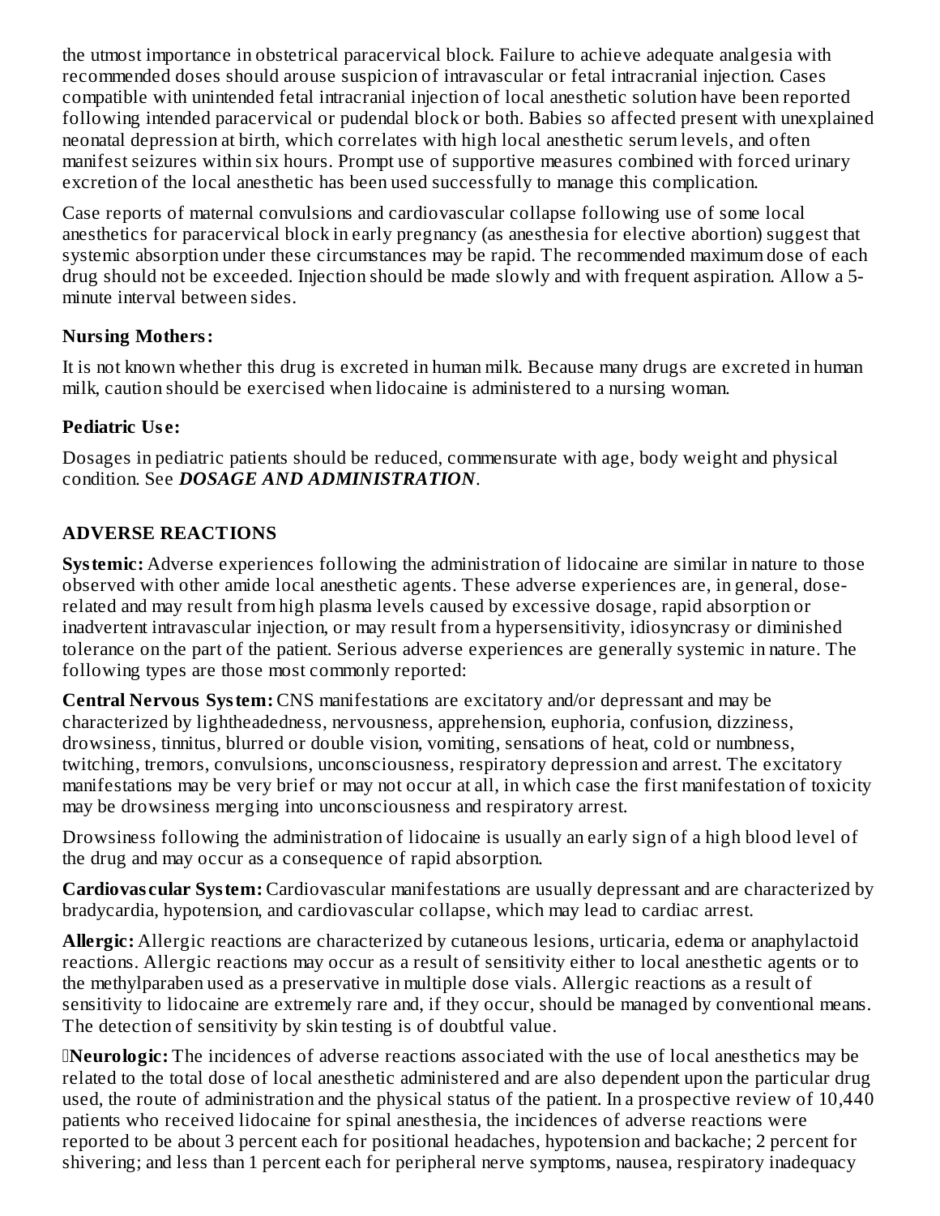the utmost importance in obstetrical paracervical block. Failure to achieve adequate analgesia with recommended doses should arouse suspicion of intravascular or fetal intracranial injection. Cases compatible with unintended fetal intracranial injection of local anesthetic solution have been reported following intended paracervical or pudendal block or both. Babies so affected present with unexplained neonatal depression at birth, which correlates with high local anesthetic serum levels, and often manifest seizures within six hours. Prompt use of supportive measures combined with forced urinary excretion of the local anesthetic has been used successfully to manage this complication.

Case reports of maternal convulsions and cardiovascular collapse following use of some local anesthetics for paracervical block in early pregnancy (as anesthesia for elective abortion) suggest that systemic absorption under these circumstances may be rapid. The recommended maximum dose of each drug should not be exceeded. Injection should be made slowly and with frequent aspiration. Allow a 5-minute interval between sides.

**Nursing Mothers:**

It is not known whether this drug is excreted in human milk. Because many drugs are excreted in human milk, caution should be exercised when lidocaine is administered to a nursing woman.

**Pediatric Use:**

Dosages in pediatric patients should be reduced, commensurate with age, body weight and physical condition. See ***DOSAGE AND ADMINISTRATION***.

## ADVERSE REACTIONS

**Systemic:** Adverse experiences following the administration of lidocaine are similar in nature to those observed with other amide local anesthetic agents. These adverse experiences are, in general, dose-related and may result from high plasma levels caused by excessive dosage, rapid absorption or inadvertent intravascular injection, or may result from a hypersensitivity, idiosyncrasy or diminished tolerance on the part of the patient. Serious adverse experiences are generally systemic in nature. The following types are those most commonly reported:

**Central Nervous System:** CNS manifestations are excitatory and/or depressant and may be characterized by lightheadedness, nervousness, apprehension, euphoria, confusion, dizziness, drowsiness, tinnitus, blurred or double vision, vomiting, sensations of heat, cold or numbness, twitching, tremors, convulsions, unconsciousness, respiratory depression and arrest. The excitatory manifestations may be very brief or may not occur at all, in which case the first manifestation of toxicity may be drowsiness merging into unconsciousness and respiratory arrest.

Drowsiness following the administration of lidocaine is usually an early sign of a high blood level of the drug and may occur as a consequence of rapid absorption.

**Cardiovascular System:** Cardiovascular manifestations are usually depressant and are characterized by bradycardia, hypotension, and cardiovascular collapse, which may lead to cardiac arrest.

**Allergic:** Allergic reactions are characterized by cutaneous lesions, urticaria, edema or anaphylactoid reactions. Allergic reactions may occur as a result of sensitivity either to local anesthetic agents or to the methylparaben used as a preservative in multiple dose vials. Allergic reactions as a result of sensitivity to lidocaine are extremely rare and, if they occur, should be managed by conventional means. The detection of sensitivity by skin testing is of doubtful value.

**Neurologic:** The incidences of adverse reactions associated with the use of local anesthetics may be related to the total dose of local anesthetic administered and are also dependent upon the particular drug used, the route of administration and the physical status of the patient. In a prospective review of 10,440 patients who received lidocaine for spinal anesthesia, the incidences of adverse reactions were reported to be about 3 percent each for positional headaches, hypotension and backache; 2 percent for shivering; and less than 1 percent each for peripheral nerve symptoms, nausea, respiratory inadequacy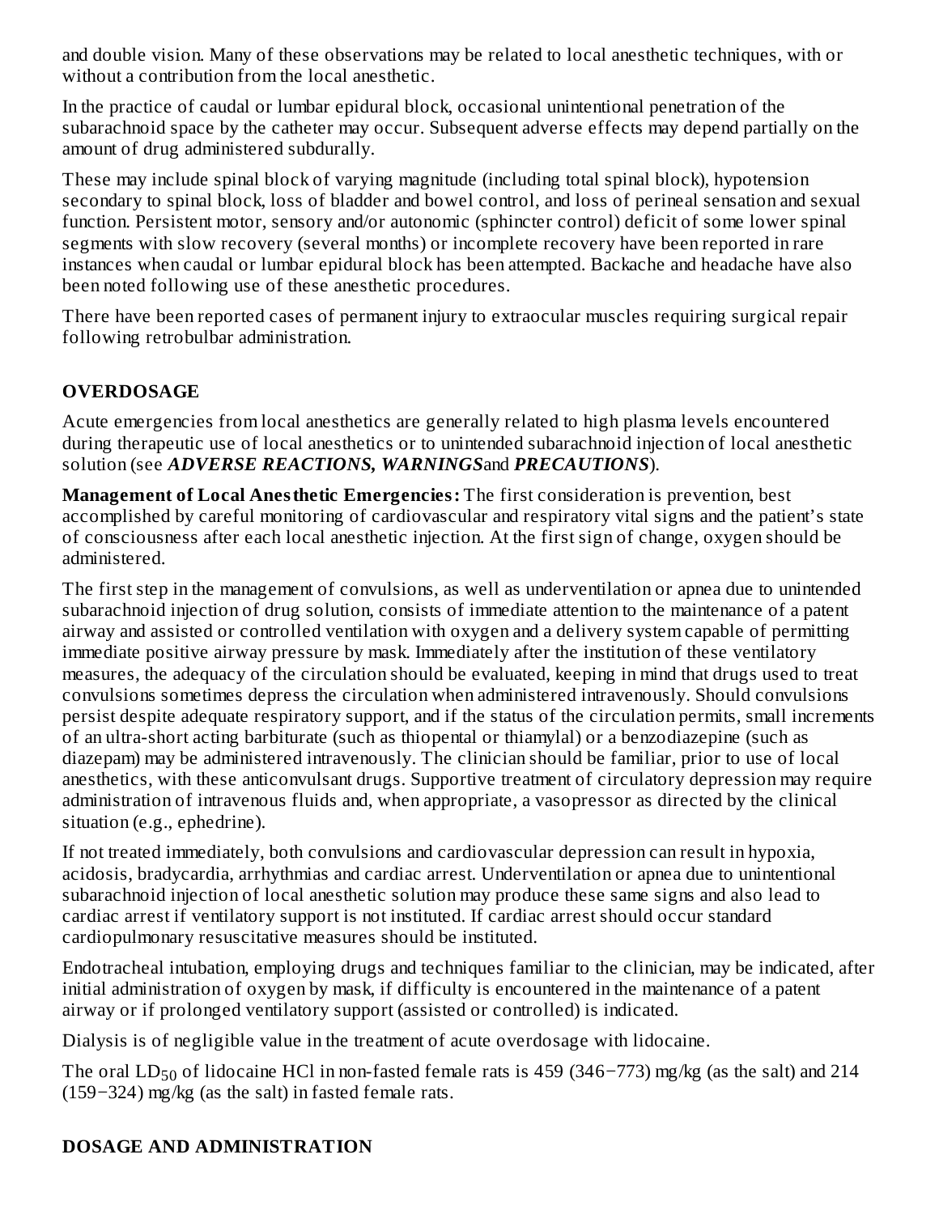and double vision. Many of these observations may be related to local anesthetic techniques, with or without a contribution from the local anesthetic.

In the practice of caudal or lumbar epidural block, occasional unintentional penetration of the subarachnoid space by the catheter may occur. Subsequent adverse effects may depend partially on the amount of drug administered subdurally.

These may include spinal block of varying magnitude (including total spinal block), hypotension secondary to spinal block, loss of bladder and bowel control, and loss of perineal sensation and sexual function. Persistent motor, sensory and/or autonomic (sphincter control) deficit of some lower spinal segments with slow recovery (several months) or incomplete recovery have been reported in rare instances when caudal or lumbar epidural block has been attempted. Backache and headache have also been noted following use of these anesthetic procedures.

There have been reported cases of permanent injury to extraocular muscles requiring surgical repair following retrobulbar administration.

## OVERDOSAGE

Acute emergencies from local anesthetics are generally related to high plasma levels encountered during therapeutic use of local anesthetics or to unintended subarachnoid injection of local anesthetic solution (see ***ADVERSE REACTIONS, WARNINGS*** and ***PRECAUTIONS***).

**Management of Local Anesthetic Emergencies:** The first consideration is prevention, best accomplished by careful monitoring of cardiovascular and respiratory vital signs and the patient's state of consciousness after each local anesthetic injection. At the first sign of change, oxygen should be administered.

The first step in the management of convulsions, as well as underventilation or apnea due to unintended subarachnoid injection of drug solution, consists of immediate attention to the maintenance of a patent airway and assisted or controlled ventilation with oxygen and a delivery system capable of permitting immediate positive airway pressure by mask. Immediately after the institution of these ventilatory measures, the adequacy of the circulation should be evaluated, keeping in mind that drugs used to treat convulsions sometimes depress the circulation when administered intravenously. Should convulsions persist despite adequate respiratory support, and if the status of the circulation permits, small increments of an ultra-short acting barbiturate (such as thiopental or thiamylal) or a benzodiazepine (such as diazepam) may be administered intravenously. The clinician should be familiar, prior to use of local anesthetics, with these anticonvulsant drugs. Supportive treatment of circulatory depression may require administration of intravenous fluids and, when appropriate, a vasopressor as directed by the clinical situation (e.g., ephedrine).

If not treated immediately, both convulsions and cardiovascular depression can result in hypoxia, acidosis, bradycardia, arrhythmias and cardiac arrest. Underventilation or apnea due to unintentional subarachnoid injection of local anesthetic solution may produce these same signs and also lead to cardiac arrest if ventilatory support is not instituted. If cardiac arrest should occur standard cardiopulmonary resuscitative measures should be instituted.

Endotracheal intubation, employing drugs and techniques familiar to the clinician, may be indicated, after initial administration of oxygen by mask, if difficulty is encountered in the maintenance of a patent airway or if prolonged ventilatory support (assisted or controlled) is indicated.

Dialysis is of negligible value in the treatment of acute overdosage with lidocaine.

The oral $LD_{50}$ of lidocaine HCl in non-fasted female rats is 459 (346−773) mg/kg (as the salt) and 214 (159−324) mg/kg (as the salt) in fasted female rats.

## DOSAGE AND ADMINISTRATION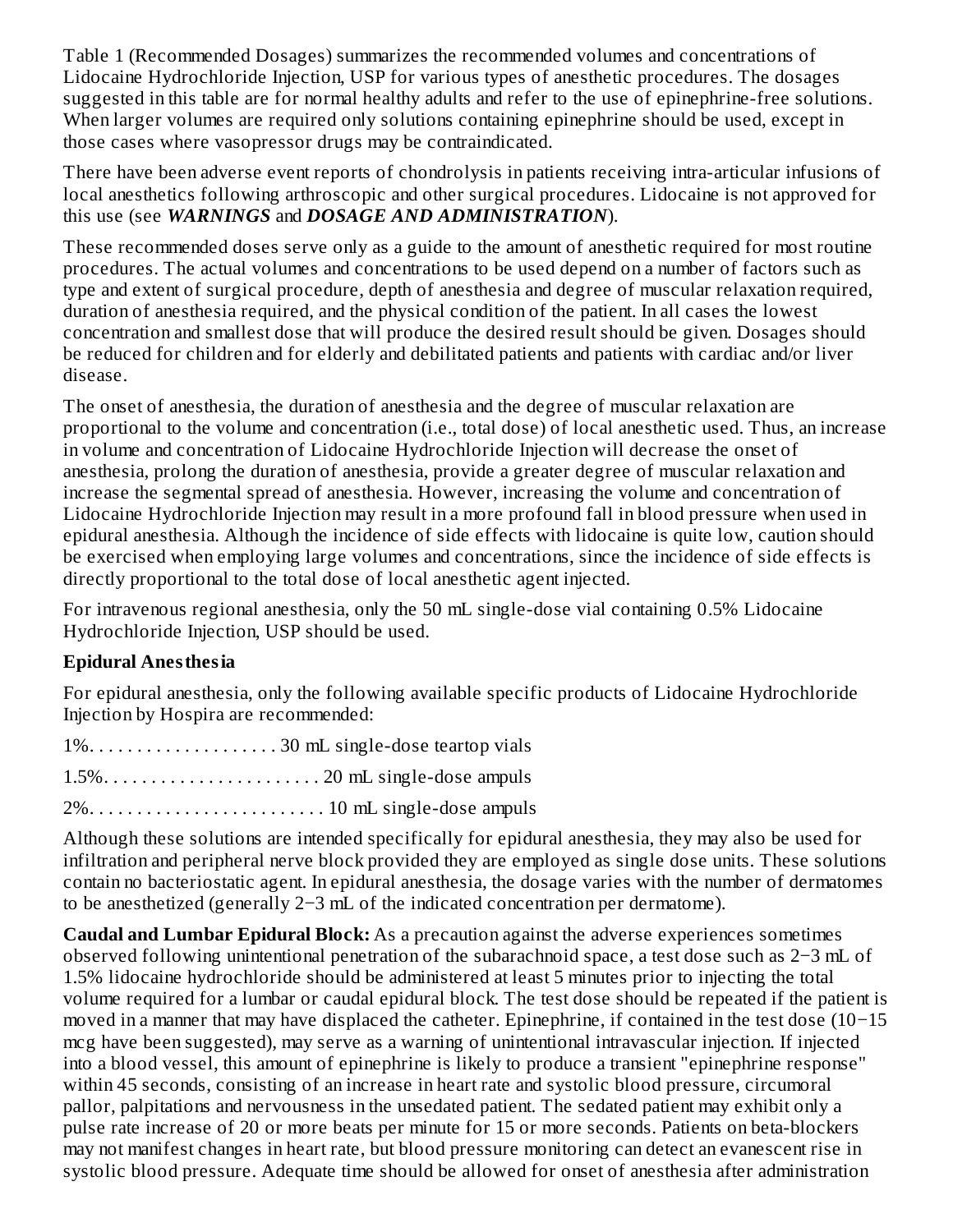Table 1 (Recommended Dosages) summarizes the recommended volumes and concentrations of Lidocaine Hydrochloride Injection, USP for various types of anesthetic procedures. The dosages suggested in this table are for normal healthy adults and refer to the use of epinephrine-free solutions. When larger volumes are required only solutions containing epinephrine should be used, except in those cases where vasopressor drugs may be contraindicated.

There have been adverse event reports of chondrolysis in patients receiving intra-articular infusions of local anesthetics following arthroscopic and other surgical procedures. Lidocaine is not approved for this use (see ***WARNINGS*** and ***DOSAGE AND ADMINISTRATION***).

These recommended doses serve only as a guide to the amount of anesthetic required for most routine procedures. The actual volumes and concentrations to be used depend on a number of factors such as type and extent of surgical procedure, depth of anesthesia and degree of muscular relaxation required, duration of anesthesia required, and the physical condition of the patient. In all cases the lowest concentration and smallest dose that will produce the desired result should be given. Dosages should be reduced for children and for elderly and debilitated patients and patients with cardiac and/or liver disease.

The onset of anesthesia, the duration of anesthesia and the degree of muscular relaxation are proportional to the volume and concentration (i.e., total dose) of local anesthetic used. Thus, an increase in volume and concentration of Lidocaine Hydrochloride Injection will decrease the onset of anesthesia, prolong the duration of anesthesia, provide a greater degree of muscular relaxation and increase the segmental spread of anesthesia. However, increasing the volume and concentration of Lidocaine Hydrochloride Injection may result in a more profound fall in blood pressure when used in epidural anesthesia. Although the incidence of side effects with lidocaine is quite low, caution should be exercised when employing large volumes and concentrations, since the incidence of side effects is directly proportional to the total dose of local anesthetic agent injected.

For intravenous regional anesthesia, only the 50 mL single-dose vial containing 0.5% Lidocaine Hydrochloride Injection, USP should be used.

**Epidural Anesthesia**

For epidural anesthesia, only the following available specific products of Lidocaine Hydrochloride Injection by Hospira are recommended:

1%. . . . . . . . . . . . . . . . . . . . 30 mL single-dose teartop vials

1.5%. . . . . . . . . . . . . . . . . . . . . . . 20 mL single-dose ampuls

2%. . . . . . . . . . . . . . . . . . . . . . . . . 10 mL single-dose ampuls

Although these solutions are intended specifically for epidural anesthesia, they may also be used for infiltration and peripheral nerve block provided they are employed as single dose units. These solutions contain no bacteriostatic agent. In epidural anesthesia, the dosage varies with the number of dermatomes to be anesthetized (generally 2−3 mL of the indicated concentration per dermatome).

**Caudal and Lumbar Epidural Block:** As a precaution against the adverse experiences sometimes observed following unintentional penetration of the subarachnoid space, a test dose such as 2−3 mL of 1.5% lidocaine hydrochloride should be administered at least 5 minutes prior to injecting the total volume required for a lumbar or caudal epidural block. The test dose should be repeated if the patient is moved in a manner that may have displaced the catheter. Epinephrine, if contained in the test dose (10−15 mcg have been suggested), may serve as a warning of unintentional intravascular injection. If injected into a blood vessel, this amount of epinephrine is likely to produce a transient "epinephrine response" within 45 seconds, consisting of an increase in heart rate and systolic blood pressure, circumoral pallor, palpitations and nervousness in the unsedated patient. The sedated patient may exhibit only a pulse rate increase of 20 or more beats per minute for 15 or more seconds. Patients on beta-blockers may not manifest changes in heart rate, but blood pressure monitoring can detect an evanescent rise in systolic blood pressure. Adequate time should be allowed for onset of anesthesia after administration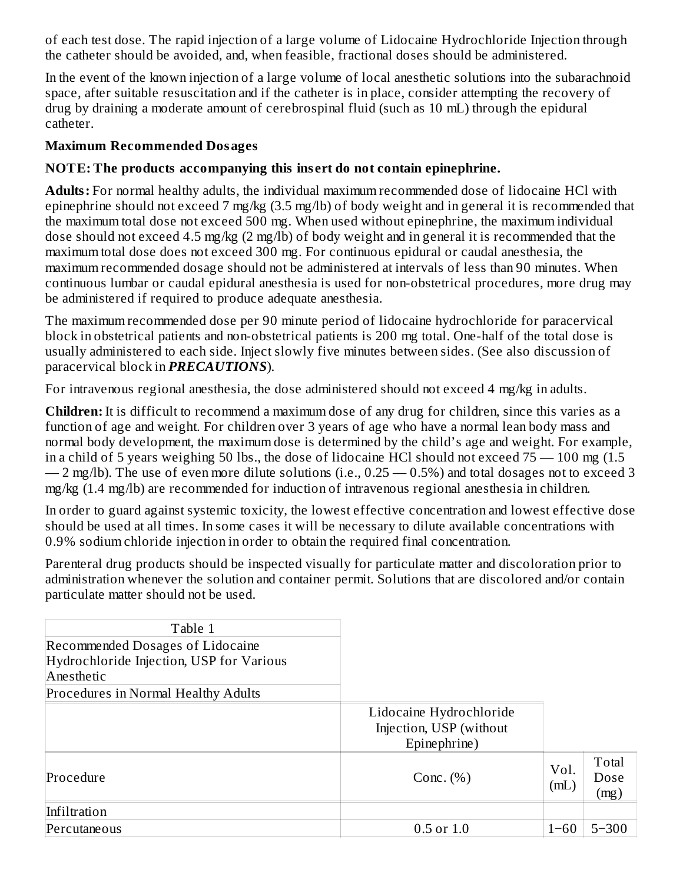of each test dose. The rapid injection of a large volume of Lidocaine Hydrochloride Injection through the catheter should be avoided, and, when feasible, fractional doses should be administered.

In the event of the known injection of a large volume of local anesthetic solutions into the subarachnoid space, after suitable resuscitation and if the catheter is in place, consider attempting the recovery of drug by draining a moderate amount of cerebrospinal fluid (such as 10 mL) through the epidural catheter.

**Maximum Recommended Dosages**

**NOTE: The products accompanying this insert do not contain epinephrine.**

**Adults:** For normal healthy adults, the individual maximum recommended dose of lidocaine HCl with epinephrine should not exceed 7 mg/kg (3.5 mg/lb) of body weight and in general it is recommended that the maximum total dose not exceed 500 mg. When used without epinephrine, the maximum individual dose should not exceed 4.5 mg/kg (2 mg/lb) of body weight and in general it is recommended that the maximum total dose does not exceed 300 mg. For continuous epidural or caudal anesthesia, the maximum recommended dosage should not be administered at intervals of less than 90 minutes. When continuous lumbar or caudal epidural anesthesia is used for non-obstetrical procedures, more drug may be administered if required to produce adequate anesthesia.

The maximum recommended dose per 90 minute period of lidocaine hydrochloride for paracervical block in obstetrical patients and non-obstetrical patients is 200 mg total. One-half of the total dose is usually administered to each side. Inject slowly five minutes between sides. (See also discussion of paracervical block in ***PRECAUTIONS***).

For intravenous regional anesthesia, the dose administered should not exceed 4 mg/kg in adults.

**Children:** It is difficult to recommend a maximum dose of any drug for children, since this varies as a function of age and weight. For children over 3 years of age who have a normal lean body mass and normal body development, the maximum dose is determined by the child's age and weight. For example, in a child of 5 years weighing 50 lbs., the dose of lidocaine HCl should not exceed 75 — 100 mg (1.5 — 2 mg/lb). The use of even more dilute solutions (i.e., 0.25 — 0.5%) and total dosages not to exceed 3 mg/kg (1.4 mg/lb) are recommended for induction of intravenous regional anesthesia in children.

In order to guard against systemic toxicity, the lowest effective concentration and lowest effective dose should be used at all times. In some cases it will be necessary to dilute available concentrations with 0.9% sodium chloride injection in order to obtain the required final concentration.

Parenteral drug products should be inspected visually for particulate matter and discoloration prior to administration whenever the solution and container permit. Solutions that are discolored and/or contain particulate matter should not be used.

| Table 1<br>Recommended Dosages of Lidocaine Hydrochloride Injection, USP for Various Anesthetic<br>Procedures in Normal Healthy Adults | | | |
|---|---|---|---|
| | Lidocaine Hydrochloride Injection, USP (without Epinephrine) | | |
| Procedure | Conc. (%) | Vol. (mL) | Total Dose (mg) |
| Infiltration | | | |
| Percutaneous | 0.5 or 1.0 | 1−60 | 5−300 |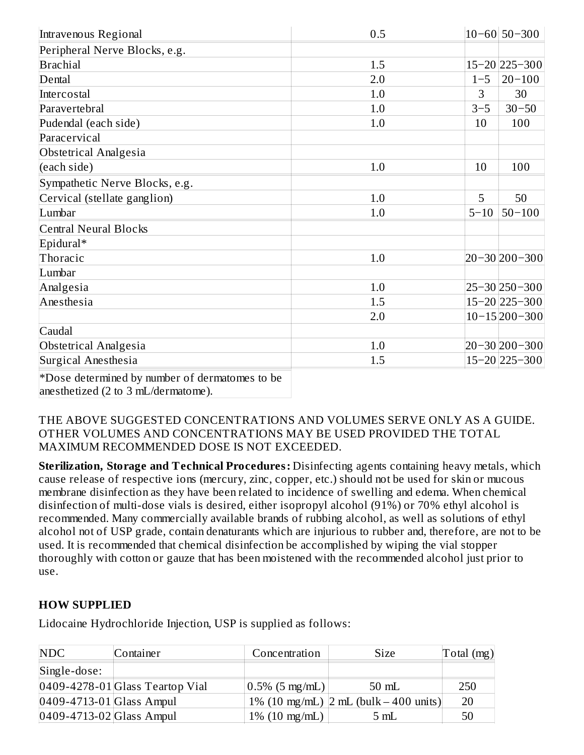| | | | |
|---|---|---|---|
| Intravenous Regional | 0.5 | 10−60 | 50−300 |
| Peripheral Nerve Blocks, e.g. | | | |
| Brachial | 1.5 | 15−20 | 225−300 |
| Dental | 2.0 | 1−5 | 20−100 |
| Intercostal | 1.0 | 3 | 30 |
| Paravertebral | 1.0 | 3−5 | 30−50 |
| Pudendal (each side) | 1.0 | 10 | 100 |
| Paracervical | | | |
| Obstetrical Analgesia | | | |
| (each side) | 1.0 | 10 | 100 |
| Sympathetic Nerve Blocks, e.g. | | | |
| Cervical (stellate ganglion) | 1.0 | 5 | 50 |
| Lumbar | 1.0 | 5−10 | 50−100 |
| Central Neural Blocks | | | |
| Epidural* | | | |
| Thoracic | 1.0 | 20−30 | 200−300 |
| Lumbar | | | |
| Analgesia | 1.0 | 25−30 | 250−300 |
| Anesthesia | 1.5 | 15−20 | 225−300 |
| | 2.0 | 10−15 | 200−300 |
| Caudal | | | |
| Obstetrical Analgesia | 1.0 | 20−30 | 200−300 |
| Surgical Anesthesia | 1.5 | 15−20 | 225−300 |
| *Dose determined by number of dermatomes to be anesthetized (2 to 3 mL/dermatome). | | | |

THE ABOVE SUGGESTED CONCENTRATIONS AND VOLUMES SERVE ONLY AS A GUIDE. OTHER VOLUMES AND CONCENTRATIONS MAY BE USED PROVIDED THE TOTAL MAXIMUM RECOMMENDED DOSE IS NOT EXCEEDED.

**Sterilization, Storage and Technical Procedures:** Disinfecting agents containing heavy metals, which cause release of respective ions (mercury, zinc, copper, etc.) should not be used for skin or mucous membrane disinfection as they have been related to incidence of swelling and edema. When chemical disinfection of multi-dose vials is desired, either isopropyl alcohol (91%) or 70% ethyl alcohol is recommended. Many commercially available brands of rubbing alcohol, as well as solutions of ethyl alcohol not of USP grade, contain denaturants which are injurious to rubber and, therefore, are not to be used. It is recommended that chemical disinfection be accomplished by wiping the vial stopper thoroughly with cotton or gauze that has been moistened with the recommended alcohol just prior to use.

## HOW SUPPLIED

Lidocaine Hydrochloride Injection, USP is supplied as follows:

| NDC | Container | Concentration | Size | Total (mg) |
|---|---|---|---|---|
| Single-dose: | | | | |
| 0409-4278-01 | Glass Teartop Vial | 0.5% (5 mg/mL) | 50 mL | 250 |
| 0409-4713-01 | Glass Ampul | 1% (10 mg/mL) | 2 mL (bulk – 400 units) | 20 |
| 0409-4713-02 | Glass Ampul | 1% (10 mg/mL) | 5 mL | 50 |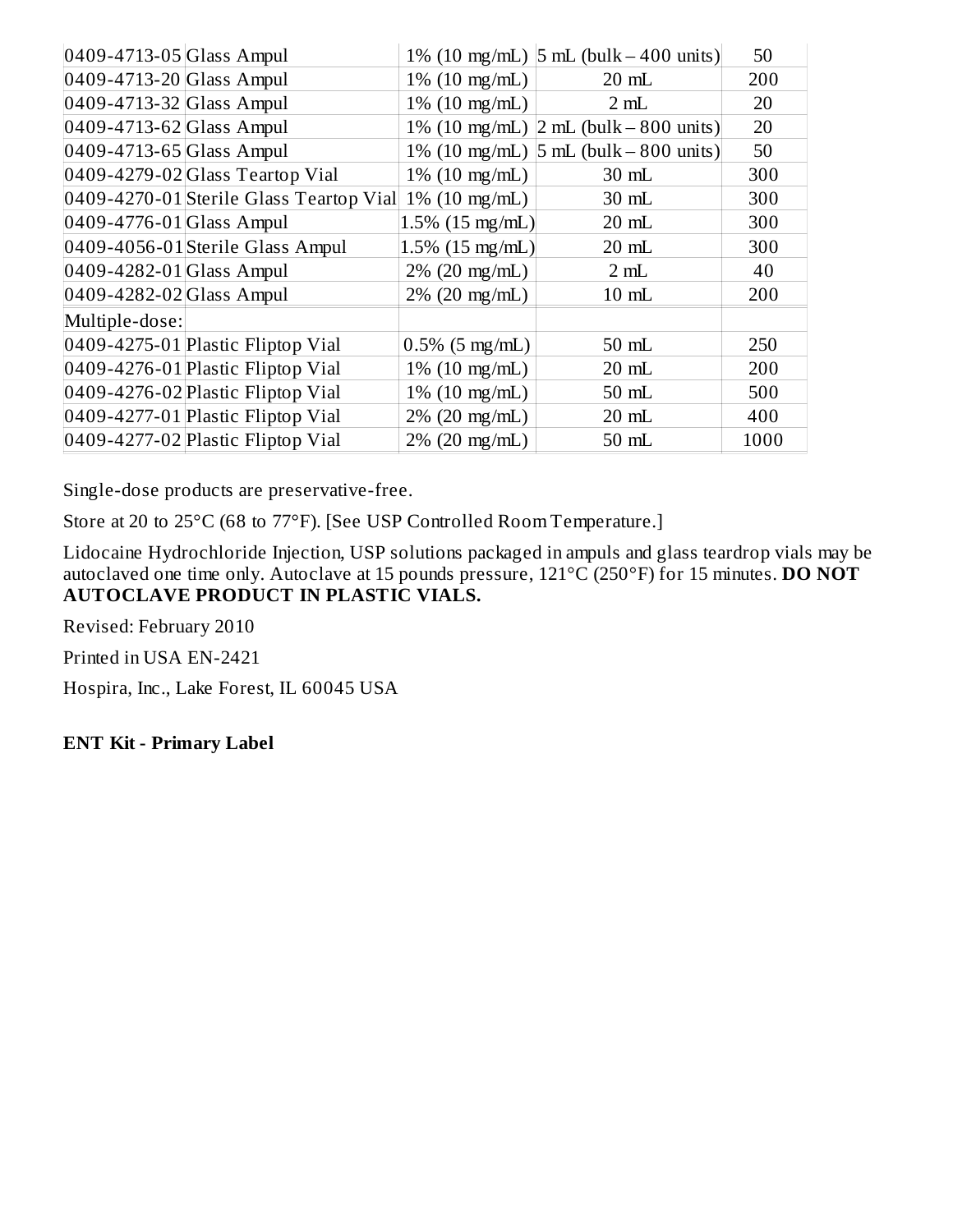| | | | | |
|---|---|---|---|---|
| 0409-4713-05 | Glass Ampul | 1% (10 mg/mL) | 5 mL (bulk – 400 units) | 50 |
| 0409-4713-20 | Glass Ampul | 1% (10 mg/mL) | 20 mL | 200 |
| 0409-4713-32 | Glass Ampul | 1% (10 mg/mL) | 2 mL | 20 |
| 0409-4713-62 | Glass Ampul | 1% (10 mg/mL) | 2 mL (bulk – 800 units) | 20 |
| 0409-4713-65 | Glass Ampul | 1% (10 mg/mL) | 5 mL (bulk – 800 units) | 50 |
| 0409-4279-02 | Glass Teartop Vial | 1% (10 mg/mL) | 30 mL | 300 |
| 0409-4270-01 | Sterile Glass Teartop Vial | 1% (10 mg/mL) | 30 mL | 300 |
| 0409-4776-01 | Glass Ampul | 1.5% (15 mg/mL) | 20 mL | 300 |
| 0409-4056-01 | Sterile Glass Ampul | 1.5% (15 mg/mL) | 20 mL | 300 |
| 0409-4282-01 | Glass Ampul | 2% (20 mg/mL) | 2 mL | 40 |
| 0409-4282-02 | Glass Ampul | 2% (20 mg/mL) | 10 mL | 200 |
| Multiple-dose: | | | | |
| 0409-4275-01 | Plastic Fliptop Vial | 0.5% (5 mg/mL) | 50 mL | 250 |
| 0409-4276-01 | Plastic Fliptop Vial | 1% (10 mg/mL) | 20 mL | 200 |
| 0409-4276-02 | Plastic Fliptop Vial | 1% (10 mg/mL) | 50 mL | 500 |
| 0409-4277-01 | Plastic Fliptop Vial | 2% (20 mg/mL) | 20 mL | 400 |
| 0409-4277-02 | Plastic Fliptop Vial | 2% (20 mg/mL) | 50 mL | 1000 |

Single-dose products are preservative-free.

Store at 20 to 25°C (68 to 77°F). [See USP Controlled Room Temperature.]

Lidocaine Hydrochloride Injection, USP solutions packaged in ampuls and glass teardrop vials may be autoclaved one time only. Autoclave at 15 pounds pressure, 121°C (250°F) for 15 minutes. **DO NOT AUTOCLAVE PRODUCT IN PLASTIC VIALS.**

Revised: February 2010

Printed in USA EN-2421

Hospira, Inc., Lake Forest, IL 60045 USA

**ENT Kit - Primary Label**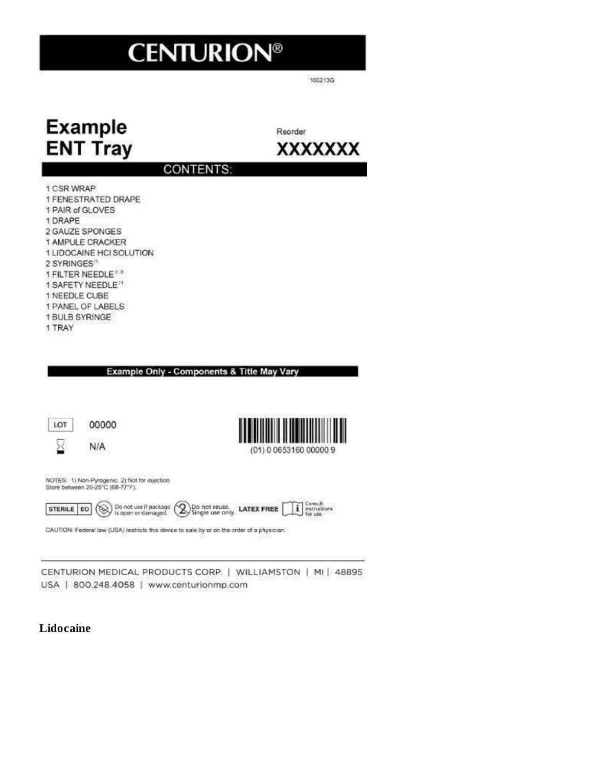# CENTURION®

100213G

## Example ENT Tray

Reorder
**XXXXXXX**

**CONTENTS:**

1 CSR WRAP
1 FENESTRATED DRAPE
1 PAIR of GLOVES
1 DRAPE
2 GAUZE SPONGES
1 AMPULE CRACKER
1 LIDOCAINE HCl SOLUTION
2 SYRINGES[1]
1 FILTER NEEDLE[1,2]
1 SAFETY NEEDLE[1]
1 NEEDLE CUBE
1 PANEL OF LABELS
1 BULB SYRINGE
1 TRAY

**Example Only - Components & Title May Vary**

LOT 00000

N/A

(01) 0 0653160 00000 9

NOTES: 1) Non-Pyrogenic. 2) Not for injection.
Store between 20-25°C (68-77°F).

STERILE EO | Do not use if package is open or damaged. | Do not reuse. Single use only. | LATEX FREE | Consult instructions for use.

CAUTION: Federal law (USA) restricts this device to sale by or on the order of a physician.

CENTURION MEDICAL PRODUCTS CORP. | WILLIAMSTON | MI | 48895 USA | 800.248.4058 | www.centurionmp.com

**Lidocaine**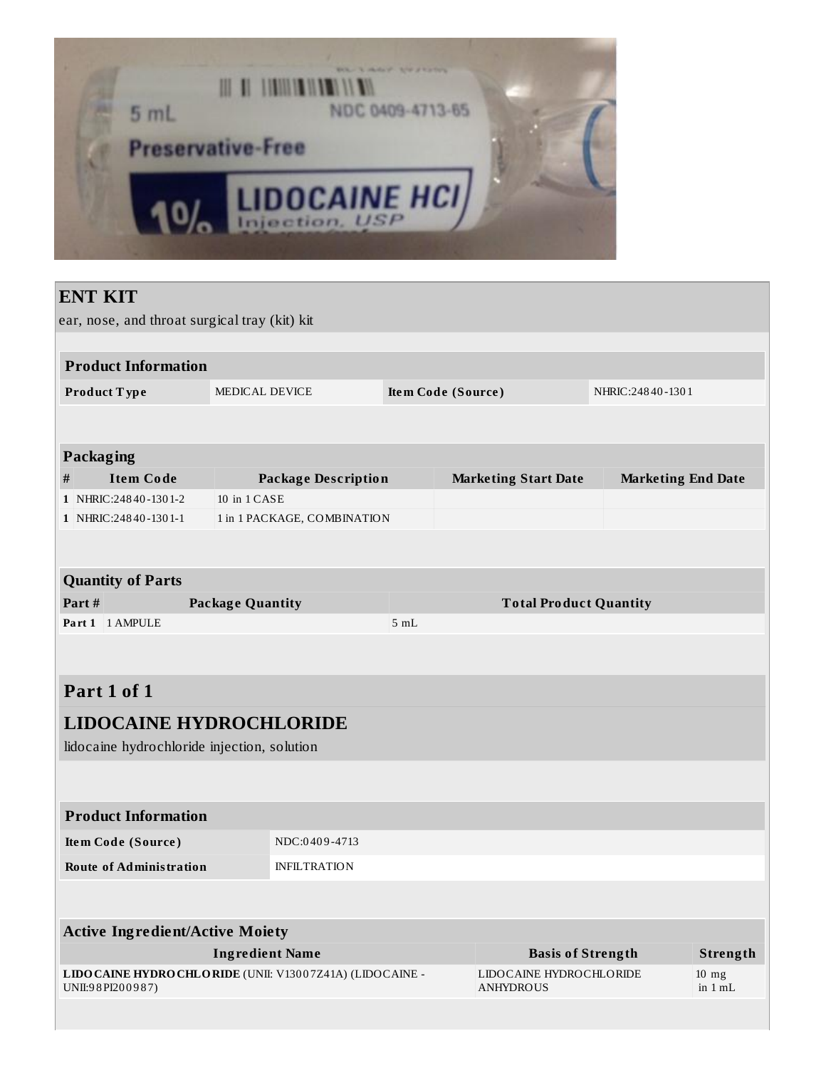5 mL

NDC 0409-4713-65

Preservative-Free

1% LIDOCAINE HCl Injection, USP

## ENT KIT

ear, nose, and throat surgical tray (kit) kit

| Product Information | | | |
|---|---|---|---|
| **Product Type** | MEDICAL DEVICE | **Item Code (Source)** | NHRIC:24840-1301 |

| Packaging | | | | |
|---|---|---|---|---|
| **#** | **Item Code** | **Package Description** | **Marketing Start Date** | **Marketing End Date** |
| 1 | NHRIC:24840-1301-2 | 10 in 1 CASE | | |
| 1 | NHRIC:24840-1301-1 | 1 in 1 PACKAGE, COMBINATION | | |

| Quantity of Parts | | |
|---|---|---|
| **Part #** | **Package Quantity** | **Total Product Quantity** |
| **Part 1** | 1 AMPULE | 5 mL |

## Part 1 of 1

## LIDOCAINE HYDROCHLORIDE

lidocaine hydrochloride injection, solution

| Product Information | |
|---|---|
| **Item Code (Source)** | NDC:0409-4713 |
| **Route of Administration** | INFILTRATION |

| Active Ingredient/Active Moiety | | |
|---|---|---|
| **Ingredient Name** | **Basis of Strength** | **Strength** |
| **LIDOCAINE HYDROCHLORIDE** (UNII: V13007Z41A) (LIDOCAINE - UNII:98PI200987) | LIDOCAINE HYDROCHLORIDE ANHYDROUS | 10 mg in 1 mL |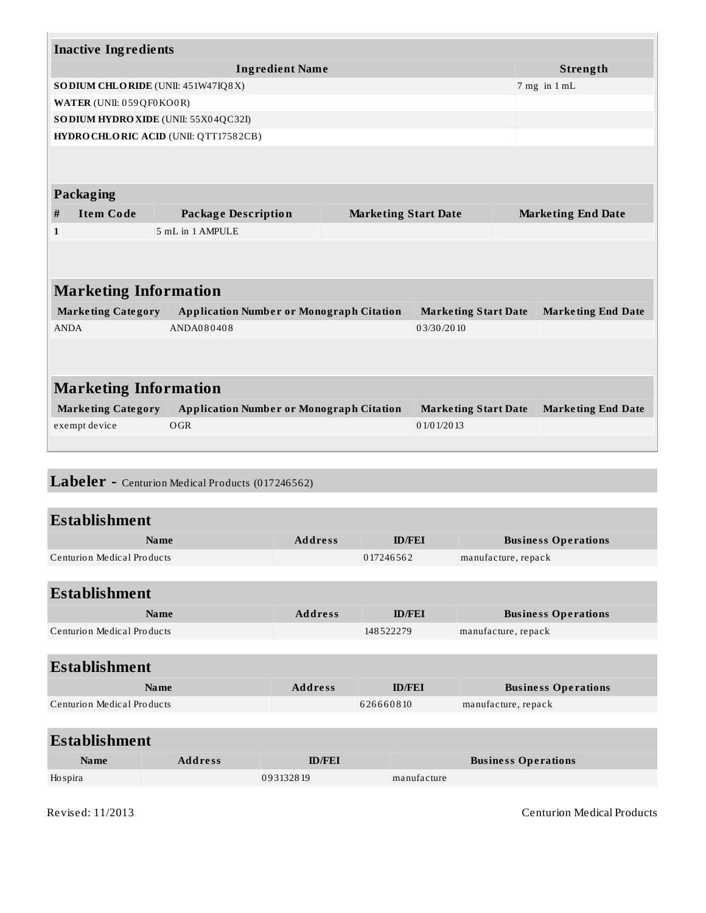| Inactive Ingredients | |
|---|---|
| **Ingredient Name** | **Strength** |
| **SODIUM CHLORIDE** (UNII: 451W47IQ8X) | 7 mg in 1 mL |
| **WATER** (UNII: 059QF0KO0R) | |
| **SODIUM HYDROXIDE** (UNII: 55X04QC32I) | |
| **HYDROCHLORIC ACID** (UNII: QTT17582CB) | |

| Packaging | | | | |
|---|---|---|---|---|
| **#** | **Item Code** | **Package Description** | **Marketing Start Date** | **Marketing End Date** |
| **1** | | 5 mL in 1 AMPULE | | |

| Marketing Information | | | |
|---|---|---|---|
| **Marketing Category** | **Application Number or Monograph Citation** | **Marketing Start Date** | **Marketing End Date** |
| ANDA | ANDA080408 | 03/30/2010 | |

| Marketing Information | | | |
|---|---|---|---|
| **Marketing Category** | **Application Number or Monograph Citation** | **Marketing Start Date** | **Marketing End Date** |
| exempt device | OGR | 01/01/2013 | |

## Labeler - Centurion Medical Products (017246562)

| Establishment | | | |
|---|---|---|---|
| **Name** | **Address** | **ID/FEI** | **Business Operations** |
| Centurion Medical Products | | 017246562 | manufacture, repack |

| Establishment | | | |
|---|---|---|---|
| **Name** | **Address** | **ID/FEI** | **Business Operations** |
| Centurion Medical Products | | 148522279 | manufacture, repack |

| Establishment | | | |
|---|---|---|---|
| **Name** | **Address** | **ID/FEI** | **Business Operations** |
| Centurion Medical Products | | 626660810 | manufacture, repack |

| Establishment | | | |
|---|---|---|---|
| **Name** | **Address** | **ID/FEI** | **Business Operations** |
| Hospira | | 093132819 | manufacture |

Revised: 11/2013

Centurion Medical Products